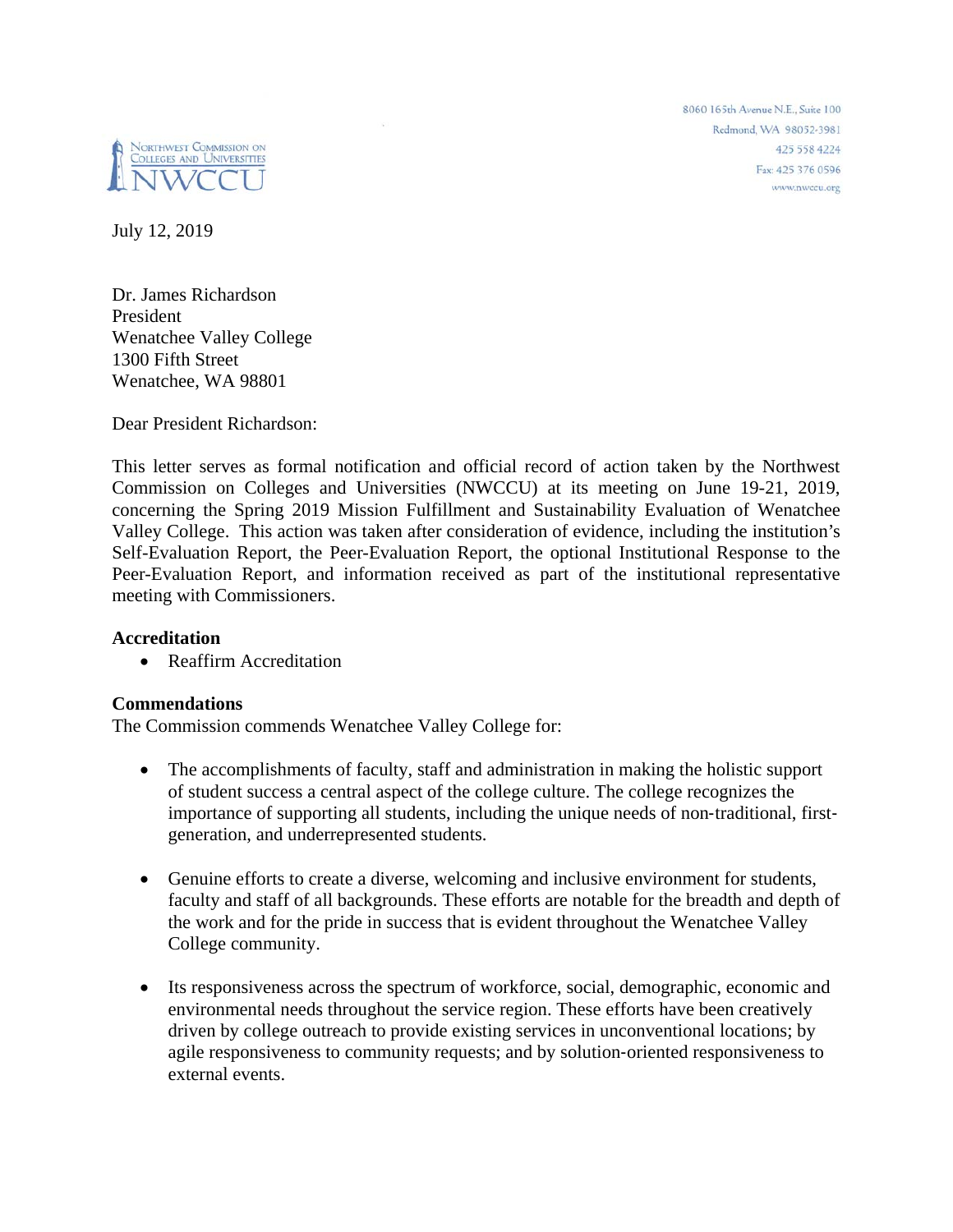NORTHWEST COMMISSION ON COLLEGES AND UNIVERSITIES
NWCCU

8060 165th Avenue N.E., Suite 100
Redmond, WA 98052-3981
425 558 4224
Fax: 425 376 0596
www.nwccu.org

July 12, 2019

Dr. James Richardson
President
Wenatchee Valley College
1300 Fifth Street
Wenatchee, WA 98801

Dear President Richardson:

This letter serves as formal notification and official record of action taken by the Northwest Commission on Colleges and Universities (NWCCU) at its meeting on June 19-21, 2019, concerning the Spring 2019 Mission Fulfillment and Sustainability Evaluation of Wenatchee Valley College. This action was taken after consideration of evidence, including the institution's Self-Evaluation Report, the Peer-Evaluation Report, the optional Institutional Response to the Peer-Evaluation Report, and information received as part of the institutional representative meeting with Commissioners.

**Accreditation**

- Reaffirm Accreditation

**Commendations**

The Commission commends Wenatchee Valley College for:

- The accomplishments of faculty, staff and administration in making the holistic support of student success a central aspect of the college culture. The college recognizes the importance of supporting all students, including the unique needs of non-traditional, first-generation, and underrepresented students.

- Genuine efforts to create a diverse, welcoming and inclusive environment for students, faculty and staff of all backgrounds. These efforts are notable for the breadth and depth of the work and for the pride in success that is evident throughout the Wenatchee Valley College community.

- Its responsiveness across the spectrum of workforce, social, demographic, economic and environmental needs throughout the service region. These efforts have been creatively driven by college outreach to provide existing services in unconventional locations; by agile responsiveness to community requests; and by solution-oriented responsiveness to external events.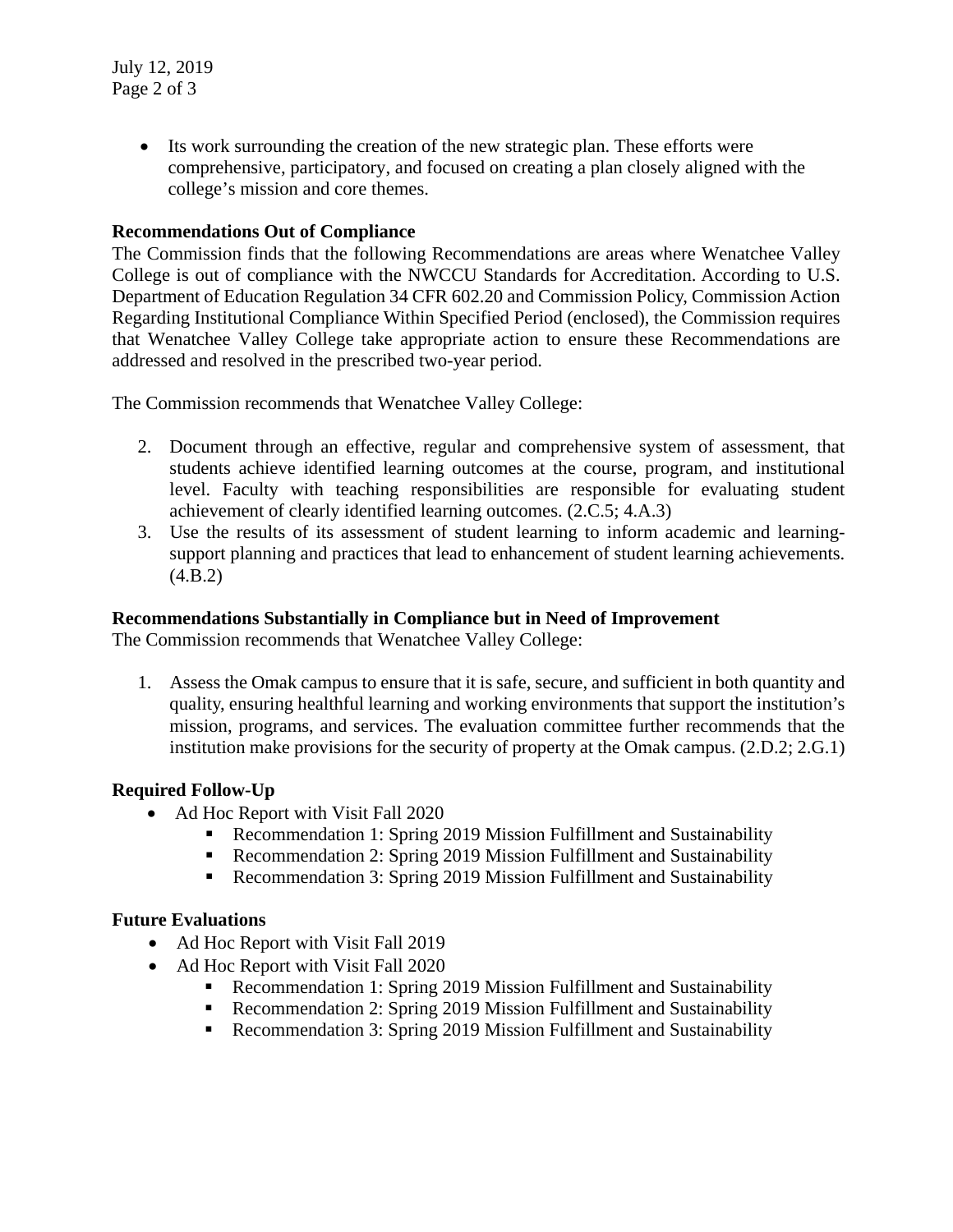- Its work surrounding the creation of the new strategic plan. These efforts were comprehensive, participatory, and focused on creating a plan closely aligned with the college's mission and core themes.

**Recommendations Out of Compliance**

The Commission finds that the following Recommendations are areas where Wenatchee Valley College is out of compliance with the NWCCU Standards for Accreditation. According to U.S. Department of Education Regulation 34 CFR 602.20 and Commission Policy, Commission Action Regarding Institutional Compliance Within Specified Period (enclosed), the Commission requires that Wenatchee Valley College take appropriate action to ensure these Recommendations are addressed and resolved in the prescribed two-year period.

The Commission recommends that Wenatchee Valley College:

2. Document through an effective, regular and comprehensive system of assessment, that students achieve identified learning outcomes at the course, program, and institutional level. Faculty with teaching responsibilities are responsible for evaluating student achievement of clearly identified learning outcomes. (2.C.5; 4.A.3)
3. Use the results of its assessment of student learning to inform academic and learning-support planning and practices that lead to enhancement of student learning achievements. (4.B.2)

**Recommendations Substantially in Compliance but in Need of Improvement**

The Commission recommends that Wenatchee Valley College:

1. Assess the Omak campus to ensure that it is safe, secure, and sufficient in both quantity and quality, ensuring healthful learning and working environments that support the institution's mission, programs, and services. The evaluation committee further recommends that the institution make provisions for the security of property at the Omak campus. (2.D.2; 2.G.1)

**Required Follow-Up**

- Ad Hoc Report with Visit Fall 2020
  - Recommendation 1: Spring 2019 Mission Fulfillment and Sustainability
  - Recommendation 2: Spring 2019 Mission Fulfillment and Sustainability
  - Recommendation 3: Spring 2019 Mission Fulfillment and Sustainability

**Future Evaluations**

- Ad Hoc Report with Visit Fall 2019
- Ad Hoc Report with Visit Fall 2020
  - Recommendation 1: Spring 2019 Mission Fulfillment and Sustainability
  - Recommendation 2: Spring 2019 Mission Fulfillment and Sustainability
  - Recommendation 3: Spring 2019 Mission Fulfillment and Sustainability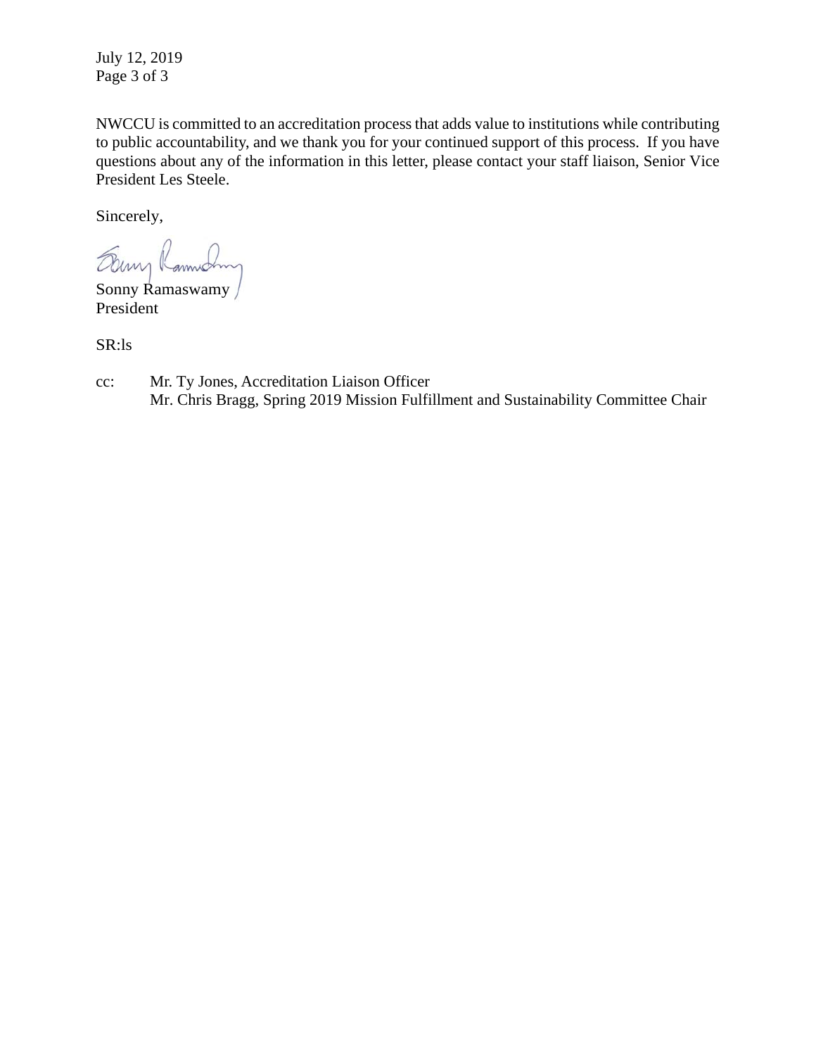NWCCU is committed to an accreditation process that adds value to institutions while contributing to public accountability, and we thank you for your continued support of this process. If you have questions about any of the information in this letter, please contact your staff liaison, Senior Vice President Les Steele.

Sincerely,

Sonny Ramaswamy
President

SR:ls

cc: Mr. Ty Jones, Accreditation Liaison Officer
Mr. Chris Bragg, Spring 2019 Mission Fulfillment and Sustainability Committee Chair